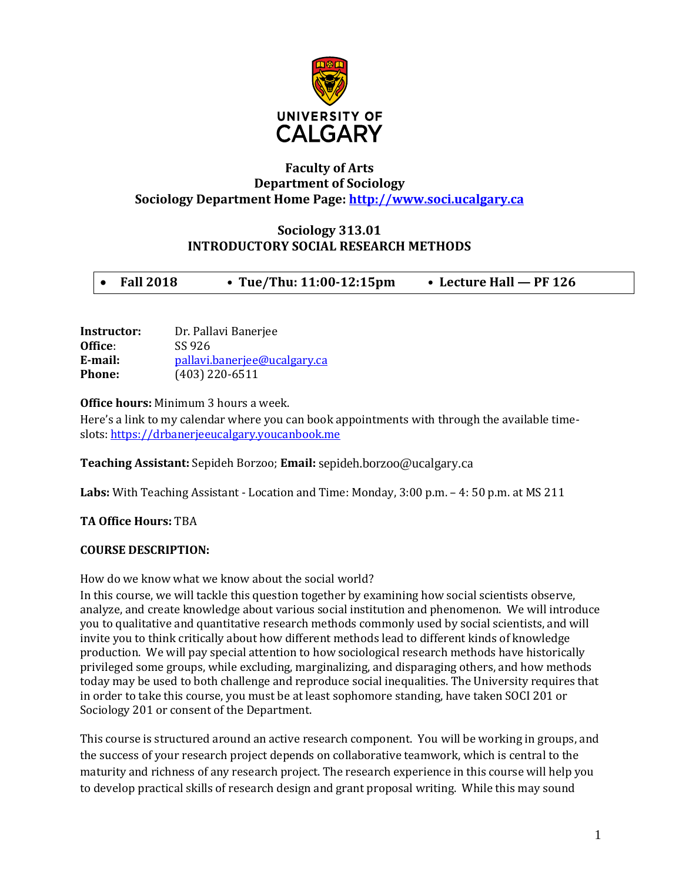**Faculty of Arts**
**Department of Sociology**
**Sociology Department Home Page: [http://www.soci.ucalgary.ca](http://www.soci.ucalgary.ca)**

# Sociology 313.01
# INTRODUCTORY SOCIAL RESEARCH METHODS

| • Fall 2018 | • Tue/Thu: 11:00-12:15pm | • Lecture Hall — PF 126 |
|---|---|---|

**Instructor:** Dr. Pallavi Banerjee
**Office:** SS 926
**E-mail:** [pallavi.banerjee@ucalgary.ca](mailto:pallavi.banerjee@ucalgary.ca)
**Phone:** (403) 220-6511

**Office hours:** Minimum 3 hours a week.
Here's a link to my calendar where you can book appointments with through the available time-slots: [https://drbanerjeeucalgary.youcanbook.me](https://drbanerjeeucalgary.youcanbook.me)

**Teaching Assistant:** Sepideh Borzoo; **Email:** sepideh.borzoo@ucalgary.ca

**Labs:** With Teaching Assistant - Location and Time: Monday, 3:00 p.m. – 4: 50 p.m. at MS 211

**TA Office Hours:** TBA

**COURSE DESCRIPTION:**

How do we know what we know about the social world?
In this course, we will tackle this question together by examining how social scientists observe, analyze, and create knowledge about various social institution and phenomenon. We will introduce you to qualitative and quantitative research methods commonly used by social scientists, and will invite you to think critically about how different methods lead to different kinds of knowledge production. We will pay special attention to how sociological research methods have historically privileged some groups, while excluding, marginalizing, and disparaging others, and how methods today may be used to both challenge and reproduce social inequalities. The University requires that in order to take this course, you must be at least sophomore standing, have taken SOCI 201 or Sociology 201 or consent of the Department.

This course is structured around an active research component. You will be working in groups, and the success of your research project depends on collaborative teamwork, which is central to the maturity and richness of any research project. The research experience in this course will help you to develop practical skills of research design and grant proposal writing. While this may sound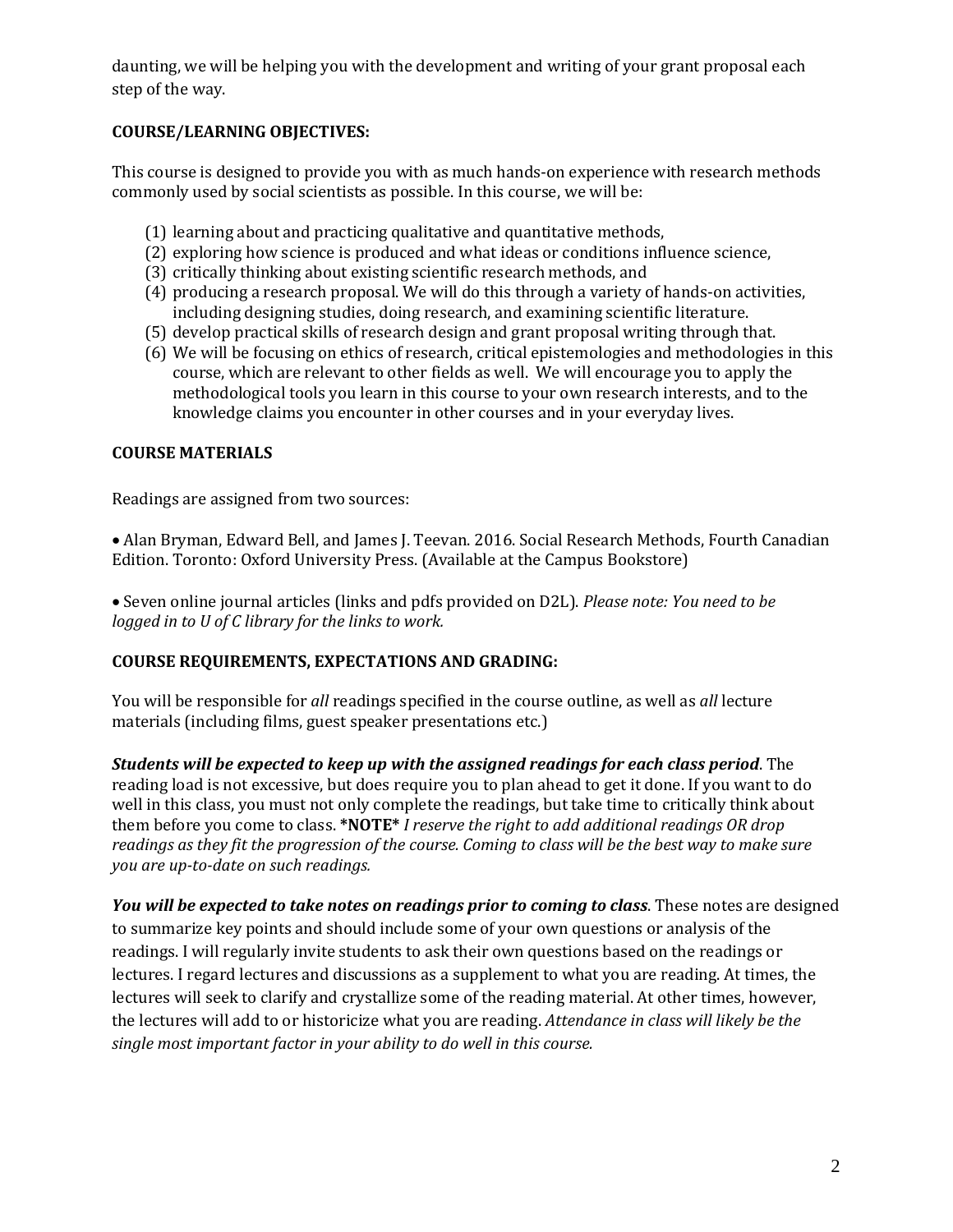daunting, we will be helping you with the development and writing of your grant proposal each step of the way.

**COURSE/LEARNING OBJECTIVES:**

This course is designed to provide you with as much hands-on experience with research methods commonly used by social scientists as possible. In this course, we will be:

(1) learning about and practicing qualitative and quantitative methods,
(2) exploring how science is produced and what ideas or conditions influence science,
(3) critically thinking about existing scientific research methods, and
(4) producing a research proposal. We will do this through a variety of hands-on activities, including designing studies, doing research, and examining scientific literature.
(5) develop practical skills of research design and grant proposal writing through that.
(6) We will be focusing on ethics of research, critical epistemologies and methodologies in this course, which are relevant to other fields as well. We will encourage you to apply the methodological tools you learn in this course to your own research interests, and to the knowledge claims you encounter in other courses and in your everyday lives.

**COURSE MATERIALS**

Readings are assigned from two sources:

• Alan Bryman, Edward Bell, and James J. Teevan. 2016. Social Research Methods, Fourth Canadian Edition. Toronto: Oxford University Press. (Available at the Campus Bookstore)

• Seven online journal articles (links and pdfs provided on D2L). *Please note: You need to be logged in to U of C library for the links to work.*

**COURSE REQUIREMENTS, EXPECTATIONS AND GRADING:**

You will be responsible for *all* readings specified in the course outline, as well as *all* lecture materials (including films, guest speaker presentations etc.)

***Students will be expected to keep up with the assigned readings for each class period***. The reading load is not excessive, but does require you to plan ahead to get it done. If you want to do well in this class, you must not only complete the readings, but take time to critically think about them before you come to class. **\*NOTE\*** *I reserve the right to add additional readings OR drop readings as they fit the progression of the course. Coming to class will be the best way to make sure you are up-to-date on such readings.*

***You will be expected to take notes on readings prior to coming to class***. These notes are designed to summarize key points and should include some of your own questions or analysis of the readings. I will regularly invite students to ask their own questions based on the readings or lectures. I regard lectures and discussions as a supplement to what you are reading. At times, the lectures will seek to clarify and crystallize some of the reading material. At other times, however, the lectures will add to or historicize what you are reading. *Attendance in class will likely be the single most important factor in your ability to do well in this course.*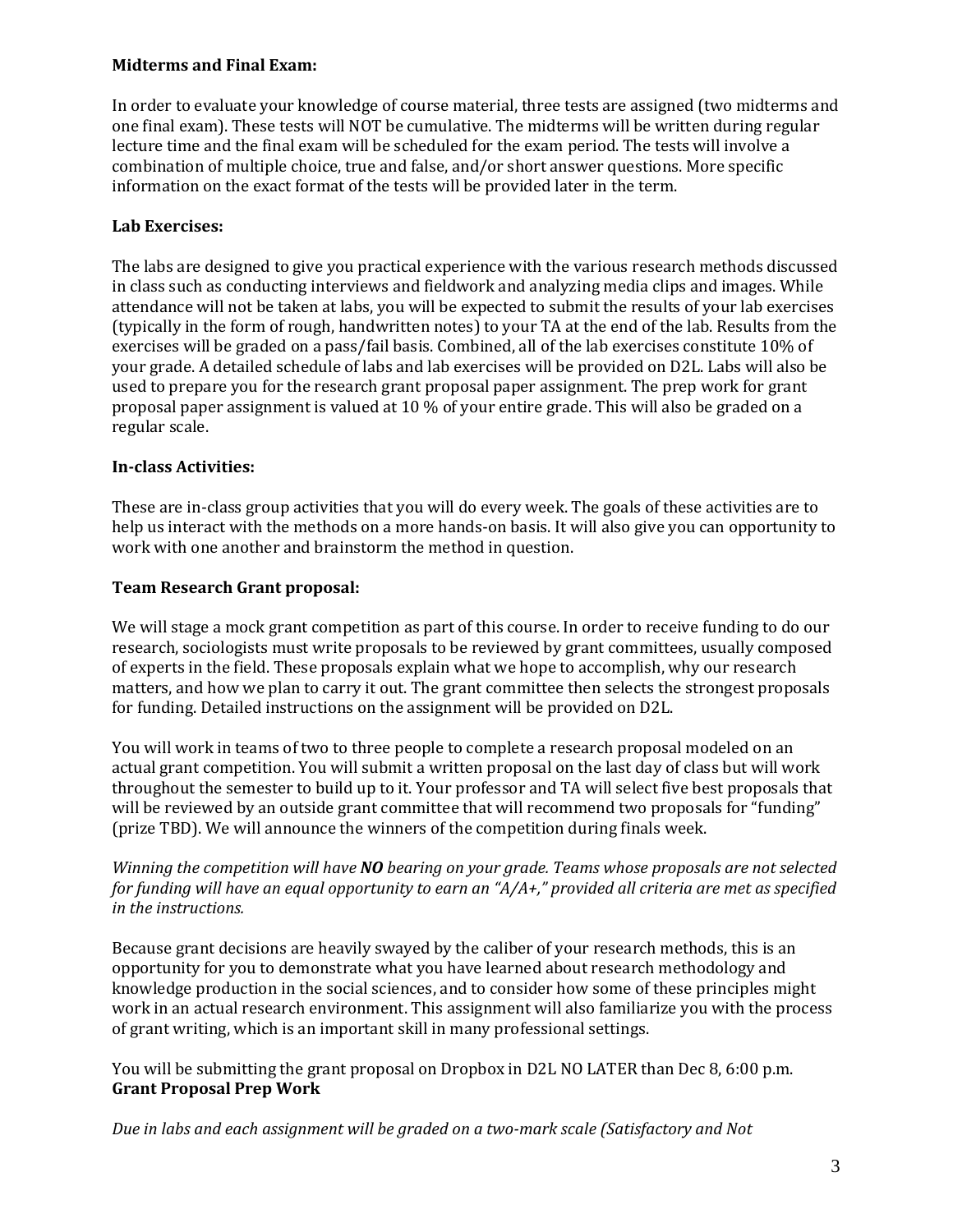**Midterms and Final Exam:**

In order to evaluate your knowledge of course material, three tests are assigned (two midterms and one final exam). These tests will NOT be cumulative. The midterms will be written during regular lecture time and the final exam will be scheduled for the exam period. The tests will involve a combination of multiple choice, true and false, and/or short answer questions. More specific information on the exact format of the tests will be provided later in the term.

**Lab Exercises:**

The labs are designed to give you practical experience with the various research methods discussed in class such as conducting interviews and fieldwork and analyzing media clips and images. While attendance will not be taken at labs, you will be expected to submit the results of your lab exercises (typically in the form of rough, handwritten notes) to your TA at the end of the lab. Results from the exercises will be graded on a pass/fail basis. Combined, all of the lab exercises constitute 10% of your grade. A detailed schedule of labs and lab exercises will be provided on D2L. Labs will also be used to prepare you for the research grant proposal paper assignment. The prep work for grant proposal paper assignment is valued at 10 % of your entire grade. This will also be graded on a regular scale.

**In-class Activities:**

These are in-class group activities that you will do every week. The goals of these activities are to help us interact with the methods on a more hands-on basis. It will also give you can opportunity to work with one another and brainstorm the method in question.

**Team Research Grant proposal:**

We will stage a mock grant competition as part of this course. In order to receive funding to do our research, sociologists must write proposals to be reviewed by grant committees, usually composed of experts in the field. These proposals explain what we hope to accomplish, why our research matters, and how we plan to carry it out. The grant committee then selects the strongest proposals for funding. Detailed instructions on the assignment will be provided on D2L.

You will work in teams of two to three people to complete a research proposal modeled on an actual grant competition. You will submit a written proposal on the last day of class but will work throughout the semester to build up to it. Your professor and TA will select five best proposals that will be reviewed by an outside grant committee that will recommend two proposals for "funding" (prize TBD). We will announce the winners of the competition during finals week.

*Winning the competition will have **NO** bearing on your grade. Teams whose proposals are not selected for funding will have an equal opportunity to earn an "A/A+," provided all criteria are met as specified in the instructions.*

Because grant decisions are heavily swayed by the caliber of your research methods, this is an opportunity for you to demonstrate what you have learned about research methodology and knowledge production in the social sciences, and to consider how some of these principles might work in an actual research environment. This assignment will also familiarize you with the process of grant writing, which is an important skill in many professional settings.

You will be submitting the grant proposal on Dropbox in D2L NO LATER than Dec 8, 6:00 p.m.

**Grant Proposal Prep Work**

*Due in labs and each assignment will be graded on a two-mark scale (Satisfactory and Not*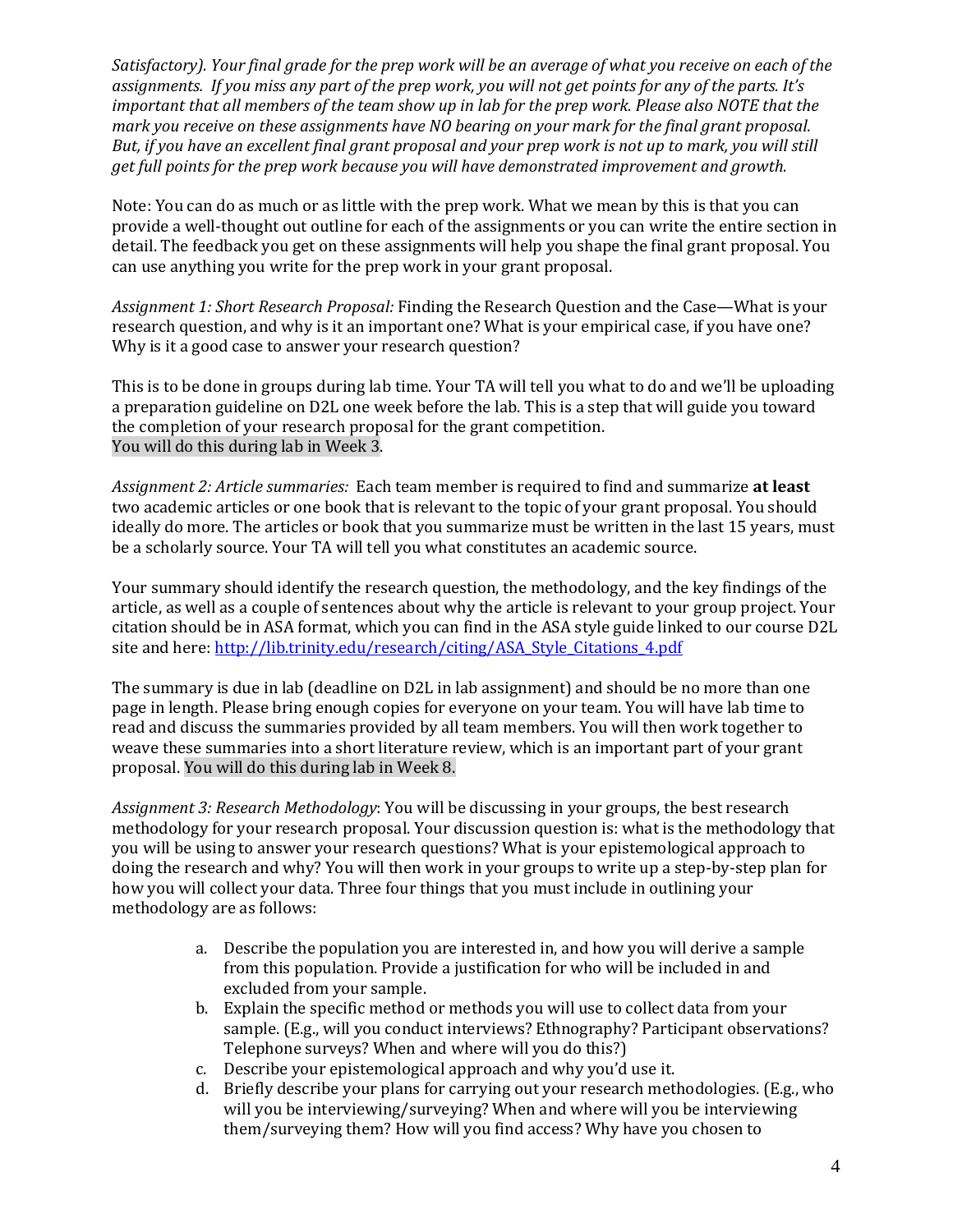*Satisfactory). Your final grade for the prep work will be an average of what you receive on each of the assignments. If you miss any part of the prep work, you will not get points for any of the parts. It's important that all members of the team show up in lab for the prep work. Please also NOTE that the mark you receive on these assignments have NO bearing on your mark for the final grant proposal. But, if you have an excellent final grant proposal and your prep work is not up to mark, you will still get full points for the prep work because you will have demonstrated improvement and growth.*

Note: You can do as much or as little with the prep work. What we mean by this is that you can provide a well-thought out outline for each of the assignments or you can write the entire section in detail. The feedback you get on these assignments will help you shape the final grant proposal. You can use anything you write for the prep work in your grant proposal.

*Assignment 1: Short Research Proposal:* Finding the Research Question and the Case—What is your research question, and why is it an important one? What is your empirical case, if you have one? Why is it a good case to answer your research question?

This is to be done in groups during lab time. Your TA will tell you what to do and we'll be uploading a preparation guideline on D2L one week before the lab. This is a step that will guide you toward the completion of your research proposal for the grant competition. You will do this during lab in Week 3.

*Assignment 2: Article summaries:* Each team member is required to find and summarize **at least** two academic articles or one book that is relevant to the topic of your grant proposal. You should ideally do more. The articles or book that you summarize must be written in the last 15 years, must be a scholarly source. Your TA will tell you what constitutes an academic source.

Your summary should identify the research question, the methodology, and the key findings of the article, as well as a couple of sentences about why the article is relevant to your group project. Your citation should be in ASA format, which you can find in the ASA style guide linked to our course D2L site and here: http://lib.trinity.edu/research/citing/ASA_Style_Citations_4.pdf

The summary is due in lab (deadline on D2L in lab assignment) and should be no more than one page in length. Please bring enough copies for everyone on your team. You will have lab time to read and discuss the summaries provided by all team members. You will then work together to weave these summaries into a short literature review, which is an important part of your grant proposal. You will do this during lab in Week 8.

*Assignment 3: Research Methodology*: You will be discussing in your groups, the best research methodology for your research proposal. Your discussion question is: what is the methodology that you will be using to answer your research questions? What is your epistemological approach to doing the research and why? You will then work in your groups to write up a step-by-step plan for how you will collect your data. Three four things that you must include in outlining your methodology are as follows:

a. Describe the population you are interested in, and how you will derive a sample from this population. Provide a justification for who will be included in and excluded from your sample.
b. Explain the specific method or methods you will use to collect data from your sample. (E.g., will you conduct interviews? Ethnography? Participant observations? Telephone surveys? When and where will you do this?)
c. Describe your epistemological approach and why you'd use it.
d. Briefly describe your plans for carrying out your research methodologies. (E.g., who will you be interviewing/surveying? When and where will you be interviewing them/surveying them? How will you find access? Why have you chosen to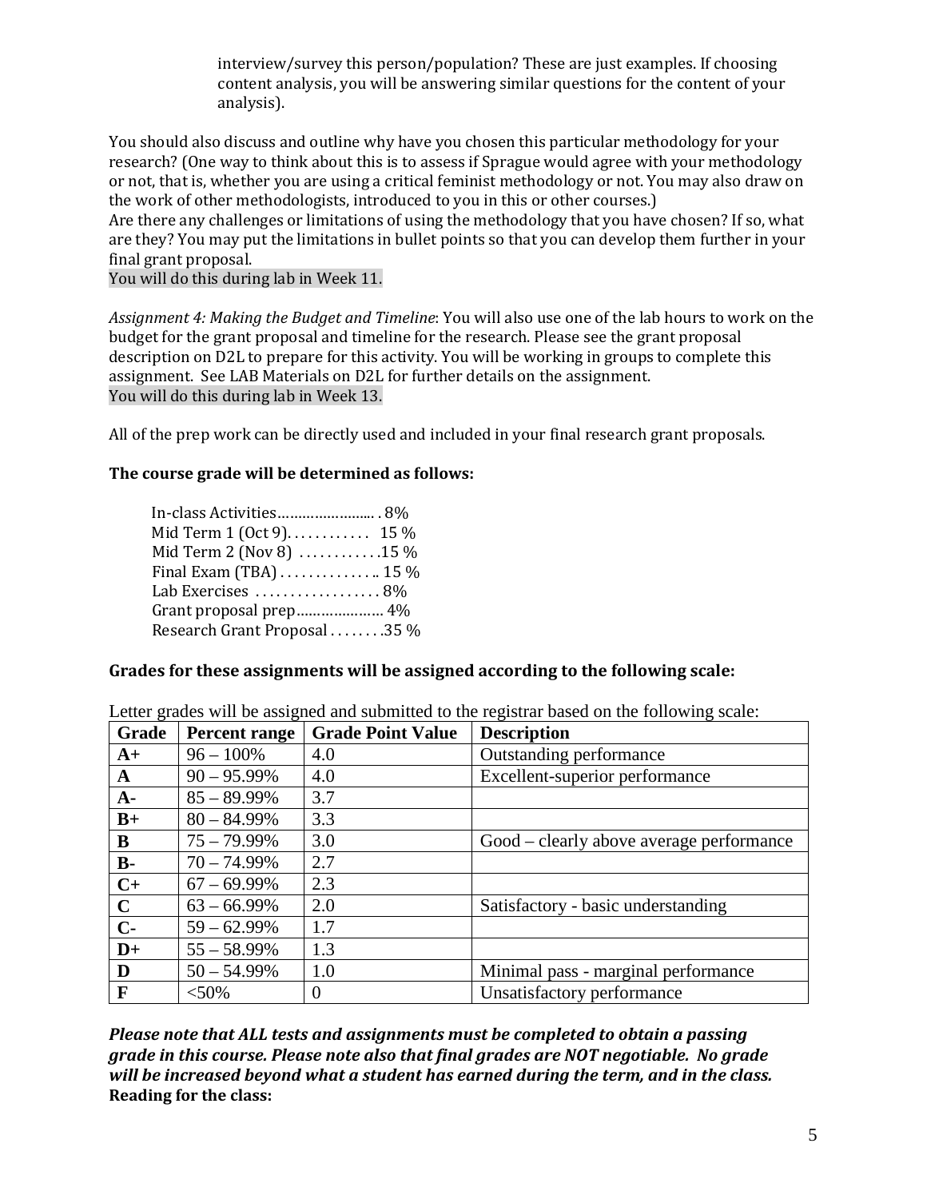interview/survey this person/population? These are just examples. If choosing content analysis, you will be answering similar questions for the content of your analysis).

You should also discuss and outline why have you chosen this particular methodology for your research? (One way to think about this is to assess if Sprague would agree with your methodology or not, that is, whether you are using a critical feminist methodology or not. You may also draw on the work of other methodologists, introduced to you in this or other courses.)
Are there any challenges or limitations of using the methodology that you have chosen? If so, what are they? You may put the limitations in bullet points so that you can develop them further in your final grant proposal.
You will do this during lab in Week 11.

*Assignment 4: Making the Budget and Timeline*: You will also use one of the lab hours to work on the budget for the grant proposal and timeline for the research. Please see the grant proposal description on D2L to prepare for this activity. You will be working in groups to complete this assignment. See LAB Materials on D2L for further details on the assignment.
You will do this during lab in Week 13.

All of the prep work can be directly used and included in your final research grant proposals.

**The course grade will be determined as follows:**

In-class Activities……………….... . 8%
Mid Term 1 (Oct 9). . . . . . . . . . . 15 %
Mid Term 2 (Nov 8) . . . . . . . . . . .15 %
Final Exam (TBA) . . . . . . . . . . . .. 15 %
Lab Exercises . . . . . . . . . . . . . . . . . 8%
Grant proposal prep………………… 4%
Research Grant Proposal . . . . . . . .35 %

**Grades for these assignments will be assigned according to the following scale:**

Letter grades will be assigned and submitted to the registrar based on the following scale:

| Grade | Percent range | Grade Point Value | Description |
|---|---|---|---|
| **A+** | 96 – 100% | 4.0 | Outstanding performance |
| **A** | 90 – 95.99% | 4.0 | Excellent-superior performance |
| **A-** | 85 – 89.99% | 3.7 | |
| **B+** | 80 – 84.99% | 3.3 | |
| **B** | 75 – 79.99% | 3.0 | Good – clearly above average performance |
| **B-** | 70 – 74.99% | 2.7 | |
| **C+** | 67 – 69.99% | 2.3 | |
| **C** | 63 – 66.99% | 2.0 | Satisfactory - basic understanding |
| **C-** | 59 – 62.99% | 1.7 | |
| **D+** | 55 – 58.99% | 1.3 | |
| **D** | 50 – 54.99% | 1.0 | Minimal pass - marginal performance |
| **F** | <50% | 0 | Unsatisfactory performance |

***Please note that ALL tests and assignments must be completed to obtain a passing grade in this course. Please note also that final grades are NOT negotiable. No grade will be increased beyond what a student has earned during the term, and in the class.***

**Reading for the class:**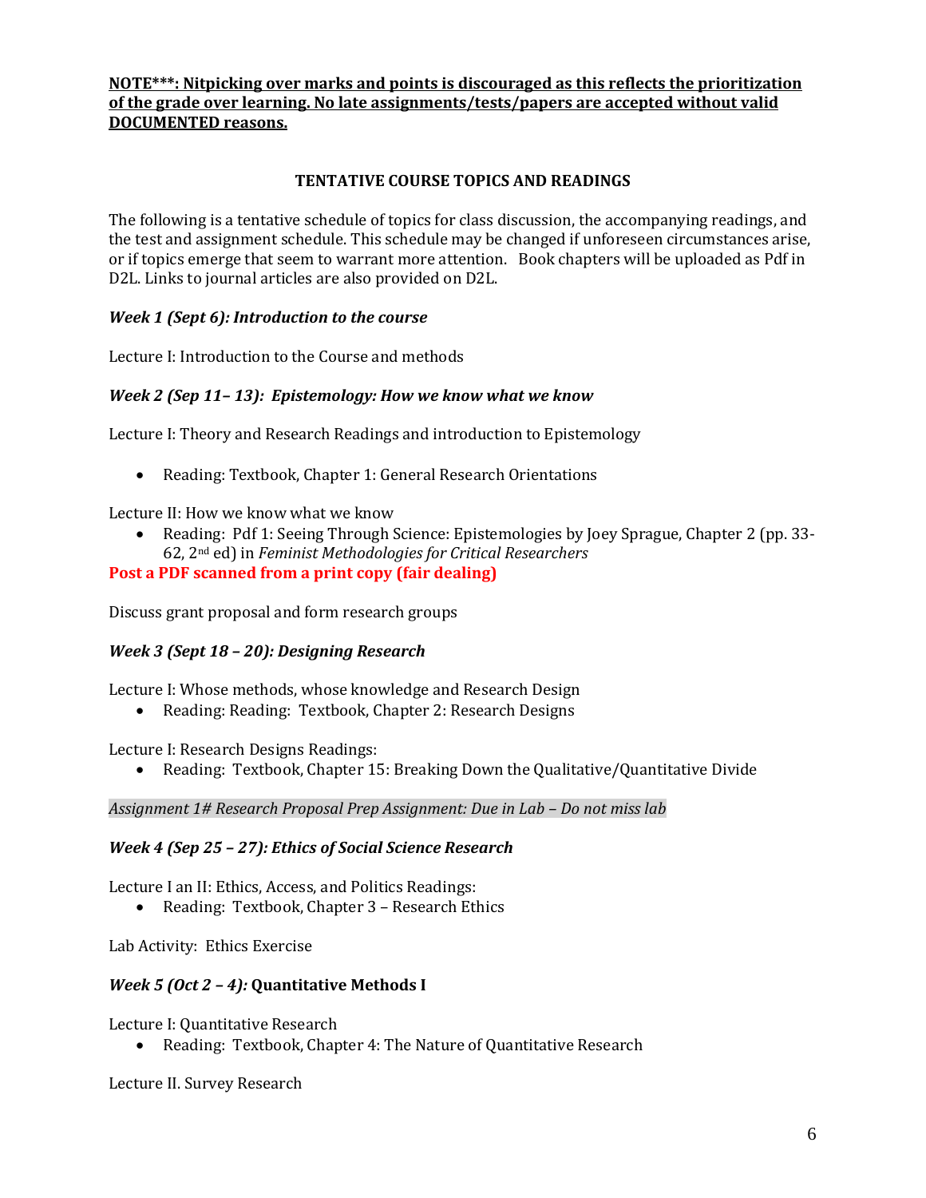**NOTE***: Nitpicking over marks and points is discouraged as this reflects the prioritization of the grade over learning. No late assignments/tests/papers are accepted without valid DOCUMENTED reasons.**

## TENTATIVE COURSE TOPICS AND READINGS

The following is a tentative schedule of topics for class discussion, the accompanying readings, and the test and assignment schedule. This schedule may be changed if unforeseen circumstances arise, or if topics emerge that seem to warrant more attention. Book chapters will be uploaded as Pdf in D2L. Links to journal articles are also provided on D2L.

### *Week 1 (Sept 6): Introduction to the course*

Lecture I: Introduction to the Course and methods

### *Week 2 (Sep 11– 13): Epistemology: How we know what we know*

Lecture I: Theory and Research Readings and introduction to Epistemology

- Reading: Textbook, Chapter 1: General Research Orientations

Lecture II: How we know what we know

- Reading: Pdf 1: Seeing Through Science: Epistemologies by Joey Sprague, Chapter 2 (pp. 33-62, 2nd ed) in *Feminist Methodologies for Critical Researchers*

**Post a PDF scanned from a print copy (fair dealing)**

Discuss grant proposal and form research groups

### *Week 3 (Sept 18 – 20): Designing Research*

Lecture I: Whose methods, whose knowledge and Research Design

- Reading: Reading: Textbook, Chapter 2: Research Designs

Lecture I: Research Designs Readings:

- Reading: Textbook, Chapter 15: Breaking Down the Qualitative/Quantitative Divide

*Assignment 1# Research Proposal Prep Assignment: Due in Lab – Do not miss lab*

### *Week 4 (Sep 25 – 27): Ethics of Social Science Research*

Lecture I an II: Ethics, Access, and Politics Readings:

- Reading: Textbook, Chapter 3 – Research Ethics

Lab Activity: Ethics Exercise

### *Week 5 (Oct 2 – 4):* Quantitative Methods I

Lecture I: Quantitative Research

- Reading: Textbook, Chapter 4: The Nature of Quantitative Research

Lecture II. Survey Research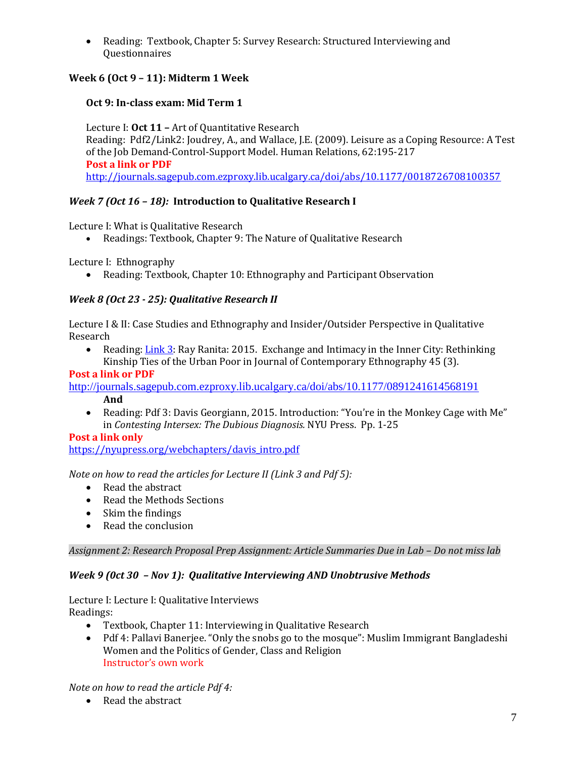- Reading: Textbook, Chapter 5: Survey Research: Structured Interviewing and Questionnaires

**Week 6 (Oct 9 – 11): Midterm 1 Week**

**Oct 9: In-class exam: Mid Term 1**

Lecture I: **Oct 11 –** Art of Quantitative Research
Reading: Pdf2/Link2: Joudrey, A., and Wallace, J.E. (2009). Leisure as a Coping Resource: A Test of the Job Demand-Control-Support Model. Human Relations, 62:195-217
**Post a link or PDF**
http://journals.sagepub.com.ezproxy.lib.ucalgary.ca/doi/abs/10.1177/0018726708100357

***Week 7 (Oct 16 – 18):*** **Introduction to Qualitative Research I**

Lecture I: What is Qualitative Research

- Readings: Textbook, Chapter 9: The Nature of Qualitative Research

Lecture I: Ethnography

- Reading: Textbook, Chapter 10: Ethnography and Participant Observation

***Week 8 (Oct 23 - 25): Qualitative Research II***

Lecture I & II: Case Studies and Ethnography and Insider/Outsider Perspective in Qualitative Research

- Reading: Link 3: Ray Ranita: 2015. Exchange and Intimacy in the Inner City: Rethinking Kinship Ties of the Urban Poor in Journal of Contemporary Ethnography 45 (3).

**Post a link or PDF**
http://journals.sagepub.com.ezproxy.lib.ucalgary.ca/doi/abs/10.1177/0891241614568191

**And**

- Reading: Pdf 3: Davis Georgiann, 2015. Introduction: "You're in the Monkey Cage with Me" in *Contesting Intersex: The Dubious Diagnosis.* NYU Press. Pp. 1-25

**Post a link only**
https://nyupress.org/webchapters/davis_intro.pdf

*Note on how to read the articles for Lecture II (Link 3 and Pdf 5):*

- Read the abstract
- Read the Methods Sections
- Skim the findings
- Read the conclusion

*Assignment 2: Research Proposal Prep Assignment: Article Summaries Due in Lab – Do not miss lab*

***Week 9 (Oct 30 – Nov 1): Qualitative Interviewing AND Unobtrusive Methods***

Lecture I: Lecture I: Qualitative Interviews
Readings:

- Textbook, Chapter 11: Interviewing in Qualitative Research
- Pdf 4: Pallavi Banerjee. "Only the snobs go to the mosque": Muslim Immigrant Bangladeshi Women and the Politics of Gender, Class and Religion
  Instructor's own work

*Note on how to read the article Pdf 4:*

- Read the abstract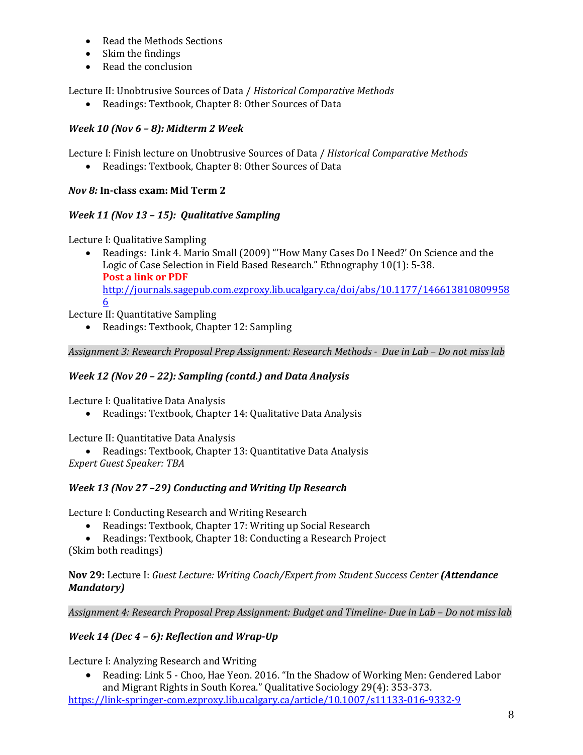- Read the Methods Sections
- Skim the findings
- Read the conclusion

Lecture II: Unobtrusive Sources of Data / *Historical Comparative Methods*

- Readings: Textbook, Chapter 8: Other Sources of Data

***Week 10 (Nov 6 – 8): Midterm 2 Week***

Lecture I: Finish lecture on Unobtrusive Sources of Data / *Historical Comparative Methods*

- Readings: Textbook, Chapter 8: Other Sources of Data

***Nov 8:*** **In-class exam: Mid Term 2**

***Week 11 (Nov 13 – 15): Qualitative Sampling***

Lecture I: Qualitative Sampling

- Readings: Link 4. Mario Small (2009) "'How Many Cases Do I Need?' On Science and the Logic of Case Selection in Field Based Research." Ethnography 10(1): 5-38.
  **Post a link or PDF**
  [http://journals.sagepub.com.ezproxy.lib.ucalgary.ca/doi/abs/10.1177/1466138108099586](http://journals.sagepub.com.ezproxy.lib.ucalgary.ca/doi/abs/10.1177/1466138108099586)

Lecture II: Quantitative Sampling

- Readings: Textbook, Chapter 12: Sampling

*Assignment 3: Research Proposal Prep Assignment: Research Methods - Due in Lab – Do not miss lab*

***Week 12 (Nov 20 – 22): Sampling (contd.) and Data Analysis***

Lecture I: Qualitative Data Analysis

- Readings: Textbook, Chapter 14: Qualitative Data Analysis

Lecture II: Quantitative Data Analysis

- Readings: Textbook, Chapter 13: Quantitative Data Analysis

*Expert Guest Speaker: TBA*

***Week 13 (Nov 27 –29) Conducting and Writing Up Research***

Lecture I: Conducting Research and Writing Research

- Readings: Textbook, Chapter 17: Writing up Social Research
- Readings: Textbook, Chapter 18: Conducting a Research Project

(Skim both readings)

**Nov 29:** Lecture I: *Guest Lecture: Writing Coach/Expert from Student Success Center* ***(Attendance Mandatory)***

*Assignment 4: Research Proposal Prep Assignment: Budget and Timeline- Due in Lab – Do not miss lab*

***Week 14 (Dec 4 – 6): Reflection and Wrap-Up***

Lecture I: Analyzing Research and Writing

- Reading: Link 5 - Choo, Hae Yeon. 2016. "In the Shadow of Working Men: Gendered Labor and Migrant Rights in South Korea." Qualitative Sociology 29(4): 353-373.

[https://link-springer-com.ezproxy.lib.ucalgary.ca/article/10.1007/s11133-016-9332-9](https://link-springer-com.ezproxy.lib.ucalgary.ca/article/10.1007/s11133-016-9332-9)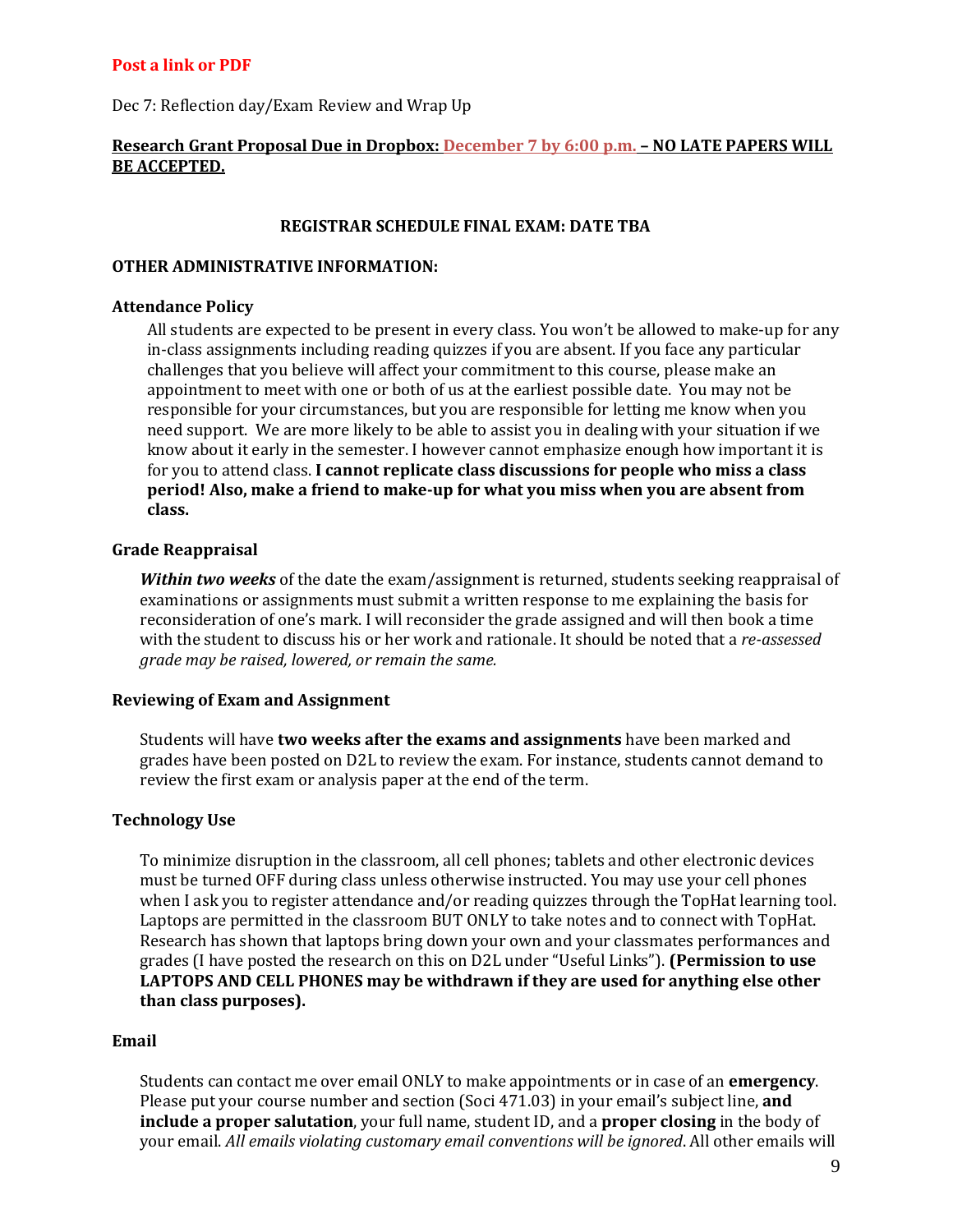**Post a link or PDF**

Dec 7: Reflection day/Exam Review and Wrap Up

**Research Grant Proposal Due in Dropbox: December 7 by 6:00 p.m. – NO LATE PAPERS WILL BE ACCEPTED.**

**REGISTRAR SCHEDULE FINAL EXAM: DATE TBA**

**OTHER ADMINISTRATIVE INFORMATION:**

**Attendance Policy**

All students are expected to be present in every class. You won't be allowed to make-up for any in-class assignments including reading quizzes if you are absent. If you face any particular challenges that you believe will affect your commitment to this course, please make an appointment to meet with one or both of us at the earliest possible date. You may not be responsible for your circumstances, but you are responsible for letting me know when you need support. We are more likely to be able to assist you in dealing with your situation if we know about it early in the semester. I however cannot emphasize enough how important it is for you to attend class. **I cannot replicate class discussions for people who miss a class period! Also, make a friend to make-up for what you miss when you are absent from class.**

**Grade Reappraisal**

***Within two weeks*** of the date the exam/assignment is returned, students seeking reappraisal of examinations or assignments must submit a written response to me explaining the basis for reconsideration of one's mark. I will reconsider the grade assigned and will then book a time with the student to discuss his or her work and rationale. It should be noted that a *re-assessed grade may be raised, lowered, or remain the same.*

**Reviewing of Exam and Assignment**

Students will have **two weeks after the exams and assignments** have been marked and grades have been posted on D2L to review the exam. For instance, students cannot demand to review the first exam or analysis paper at the end of the term.

**Technology Use**

To minimize disruption in the classroom, all cell phones; tablets and other electronic devices must be turned OFF during class unless otherwise instructed. You may use your cell phones when I ask you to register attendance and/or reading quizzes through the TopHat learning tool. Laptops are permitted in the classroom BUT ONLY to take notes and to connect with TopHat. Research has shown that laptops bring down your own and your classmates performances and grades (I have posted the research on this on D2L under "Useful Links"). **(Permission to use LAPTOPS AND CELL PHONES may be withdrawn if they are used for anything else other than class purposes).**

**Email**

Students can contact me over email ONLY to make appointments or in case of an **emergency**. Please put your course number and section (Soci 471.03) in your email's subject line, **and include a proper salutation**, your full name, student ID, and a **proper closing** in the body of your email. *All emails violating customary email conventions will be ignored*. All other emails will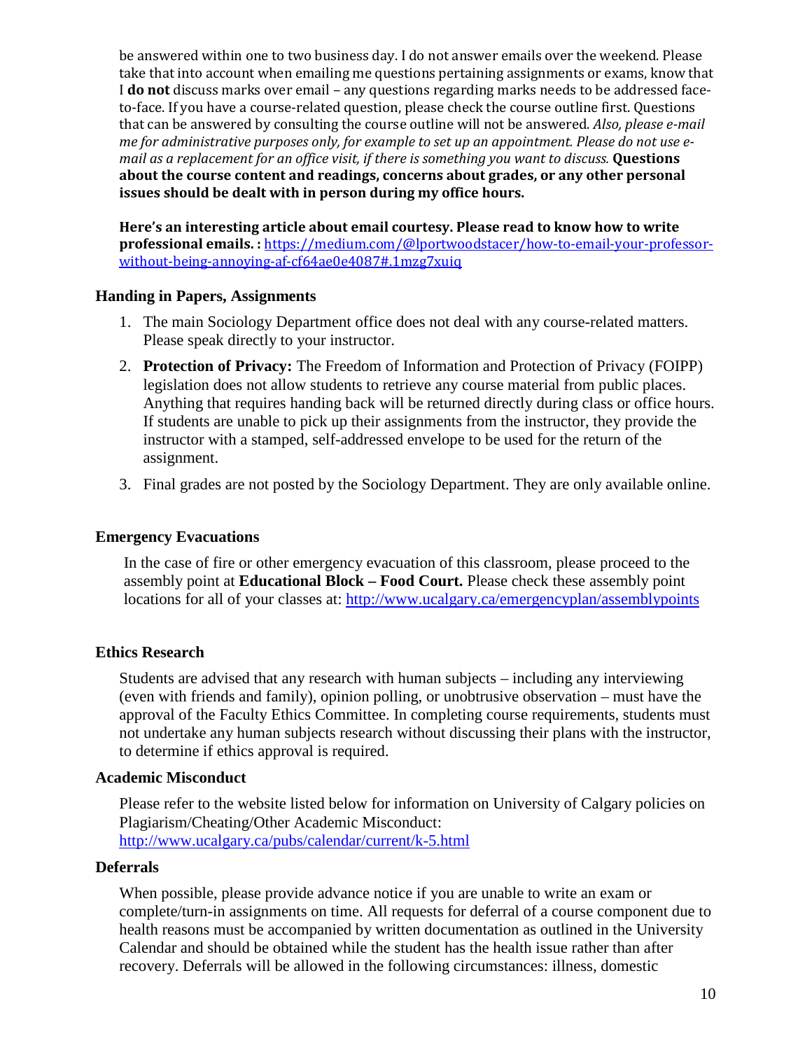be answered within one to two business day. I do not answer emails over the weekend. Please take that into account when emailing me questions pertaining assignments or exams, know that I **do not** discuss marks over email – any questions regarding marks needs to be addressed face-to-face. If you have a course-related question, please check the course outline first. Questions that can be answered by consulting the course outline will not be answered. *Also, please e-mail me for administrative purposes only, for example to set up an appointment. Please do not use e-mail as a replacement for an office visit, if there is something you want to discuss.* **Questions about the course content and readings, concerns about grades, or any other personal issues should be dealt with in person during my office hours.**

**Here's an interesting article about email courtesy. Please read to know how to write professional emails. :** https://medium.com/@lportwoodstacer/how-to-email-your-professor-without-being-annoying-af-cf64ae0e4087#.1mzg7xuiq

### Handing in Papers, Assignments

1. The main Sociology Department office does not deal with any course-related matters. Please speak directly to your instructor.
2. **Protection of Privacy:** The Freedom of Information and Protection of Privacy (FOIPP) legislation does not allow students to retrieve any course material from public places. Anything that requires handing back will be returned directly during class or office hours. If students are unable to pick up their assignments from the instructor, they provide the instructor with a stamped, self-addressed envelope to be used for the return of the assignment.
3. Final grades are not posted by the Sociology Department. They are only available online.

### Emergency Evacuations

In the case of fire or other emergency evacuation of this classroom, please proceed to the assembly point at **Educational Block – Food Court.** Please check these assembly point locations for all of your classes at: http://www.ucalgary.ca/emergencyplan/assemblypoints

### Ethics Research

Students are advised that any research with human subjects – including any interviewing (even with friends and family), opinion polling, or unobtrusive observation – must have the approval of the Faculty Ethics Committee. In completing course requirements, students must not undertake any human subjects research without discussing their plans with the instructor, to determine if ethics approval is required.

### Academic Misconduct

Please refer to the website listed below for information on University of Calgary policies on Plagiarism/Cheating/Other Academic Misconduct:
http://www.ucalgary.ca/pubs/calendar/current/k-5.html

### Deferrals

When possible, please provide advance notice if you are unable to write an exam or complete/turn-in assignments on time. All requests for deferral of a course component due to health reasons must be accompanied by written documentation as outlined in the University Calendar and should be obtained while the student has the health issue rather than after recovery. Deferrals will be allowed in the following circumstances: illness, domestic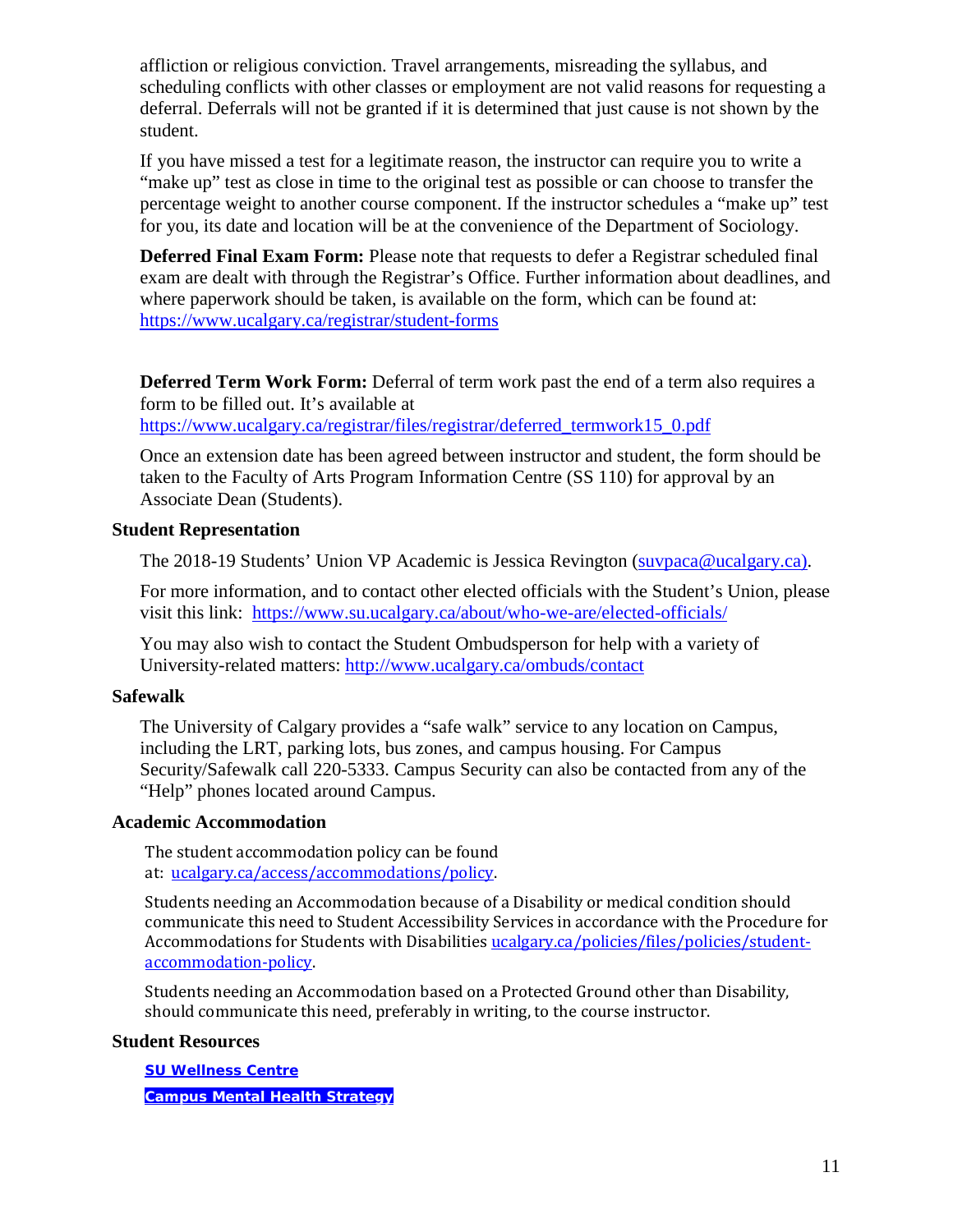affliction or religious conviction. Travel arrangements, misreading the syllabus, and scheduling conflicts with other classes or employment are not valid reasons for requesting a deferral. Deferrals will not be granted if it is determined that just cause is not shown by the student.

If you have missed a test for a legitimate reason, the instructor can require you to write a "make up" test as close in time to the original test as possible or can choose to transfer the percentage weight to another course component. If the instructor schedules a "make up" test for you, its date and location will be at the convenience of the Department of Sociology.

**Deferred Final Exam Form:** Please note that requests to defer a Registrar scheduled final exam are dealt with through the Registrar's Office. Further information about deadlines, and where paperwork should be taken, is available on the form, which can be found at: https://www.ucalgary.ca/registrar/student-forms

**Deferred Term Work Form:** Deferral of term work past the end of a term also requires a form to be filled out. It's available at https://www.ucalgary.ca/registrar/files/registrar/deferred_termwork15_0.pdf

Once an extension date has been agreed between instructor and student, the form should be taken to the Faculty of Arts Program Information Centre (SS 110) for approval by an Associate Dean (Students).

### Student Representation

The 2018-19 Students' Union VP Academic is Jessica Revington (suvpaca@ucalgary.ca).

For more information, and to contact other elected officials with the Student's Union, please visit this link: https://www.su.ucalgary.ca/about/who-we-are/elected-officials/

You may also wish to contact the Student Ombudsperson for help with a variety of University-related matters: http://www.ucalgary.ca/ombuds/contact

### Safewalk

The University of Calgary provides a "safe walk" service to any location on Campus, including the LRT, parking lots, bus zones, and campus housing. For Campus Security/Safewalk call 220-5333. Campus Security can also be contacted from any of the "Help" phones located around Campus.

### Academic Accommodation

The student accommodation policy can be found at: ucalgary.ca/access/accommodations/policy.

Students needing an Accommodation because of a Disability or medical condition should communicate this need to Student Accessibility Services in accordance with the Procedure for Accommodations for Students with Disabilities ucalgary.ca/policies/files/policies/student-accommodation-policy.

Students needing an Accommodation based on a Protected Ground other than Disability, should communicate this need, preferably in writing, to the course instructor.

### Student Resources

**SU Wellness Centre**

**Campus Mental Health Strategy**